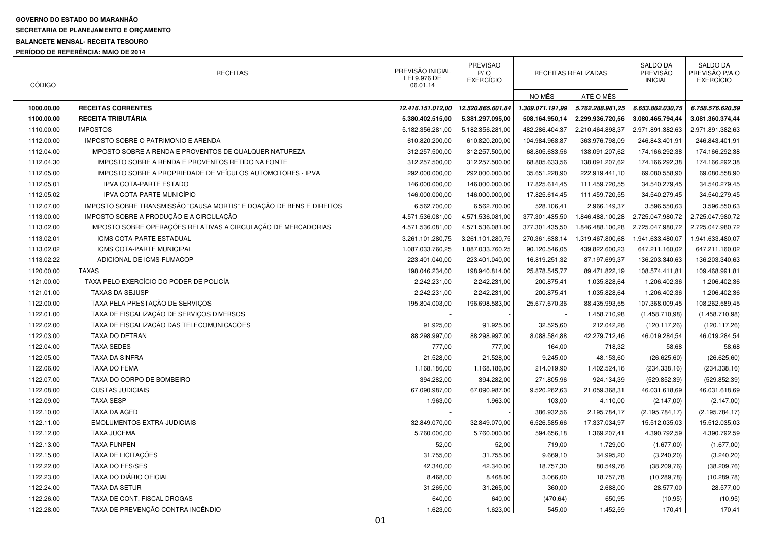**GOVERNO DO ESTADO DO MARANHÃO**

**SECRETARIA DE PLANEJAMENTO E ORÇAMENTO**

**BALANCETE MENSAL- RECEITA TESOURO**

**PERÍODO DE REFERÊNCIA: MAIO DE 2014**

| CÓDIGO | RECEITAS | PREVISÃO INICIAL LEI 9.976 DE 06.01.14 | PREVISÃO P/ O EXERCÍCIO | RECEITAS REALIZADAS | | SALDO DA PREVISÃO INICIAL | SALDO DA PREVISÃO P/A O EXERCÍCIO |
|---|---|---|---|---|---|---|---|
| | | | | NO MÊS | ATÉ O MÊS | | |
| **1000.00.00** | **RECEITAS CORRENTES** | ***12.416.151.012,00*** | ***12.520.865.601,84*** | ***1.309.071.191,99*** | ***5.762.288.981,25*** | ***6.653.862.030,75*** | ***6.758.576.620,59*** |
| **1100.00.00** | **RECEITA TRIBUTÁRIA** | **5.380.402.515,00** | **5.381.297.095,00** | **508.164.950,14** | **2.299.936.720,56** | **3.080.465.794,44** | **3.081.360.374,44** |
| 1110.00.00 | IMPOSTOS | 5.182.356.281,00 | 5.182.356.281,00 | 482.286.404,37 | 2.210.464.898,37 | 2.971.891.382,63 | 2.971.891.382,63 |
| 1112.00.00 | IMPOSTO SOBRE O PATRIMONIO E ARENDA | 610.820.200,00 | 610.820.200,00 | 104.984.968,87 | 363.976.798,09 | 246.843.401,91 | 246.843.401,91 |
| 1112.04.00 | IMPOSTO SOBRE A RENDA E PROVENTOS DE QUALQUER NATUREZA | 312.257.500,00 | 312.257.500,00 | 68.805.633,56 | 138.091.207,62 | 174.166.292,38 | 174.166.292,38 |
| 1112.04.30 | IMPOSTO SOBRE A RENDA E PROVENTOS RETIDO NA FONTE | 312.257.500,00 | 312.257.500,00 | 68.805.633,56 | 138.091.207,62 | 174.166.292,38 | 174.166.292,38 |
| 1112.05.00 | IMPOSTO SOBRE A PROPRIEDADE DE VEÍCULOS AUTOMOTORES - IPVA | 292.000.000,00 | 292.000.000,00 | 35.651.228,90 | 222.919.441,10 | 69.080.558,90 | 69.080.558,90 |
| 1112.05.01 | IPVA COTA-PARTE ESTADO | 146.000.000,00 | 146.000.000,00 | 17.825.614,45 | 111.459.720,55 | 34.540.279,45 | 34.540.279,45 |
| 1112.05.02 | IPVA COTA-PARTE MUNICÍPIO | 146.000.000,00 | 146.000.000,00 | 17.825.614,45 | 111.459.720,55 | 34.540.279,45 | 34.540.279,45 |
| 1112.07.00 | IMPOSTO SOBRE TRANSMISSÃO "CAUSA MORTIS" E DOAÇÃO DE BENS E DIREITOS | 6.562.700,00 | 6.562.700,00 | 528.106,41 | 2.966.149,37 | 3.596.550,63 | 3.596.550,63 |
| 1113.00.00 | IMPOSTO SOBRE A PRODUÇÃO E A CIRCULAÇÃO | 4.571.536.081,00 | 4.571.536.081,00 | 377.301.435,50 | 1.846.488.100,28 | 2.725.047.980,72 | 2.725.047.980,72 |
| 1113.02.00 | IMPOSTO SOBRE OPERAÇÕES RELATIVAS A CIRCULAÇÃO DE MERCADORIAS | 4.571.536.081,00 | 4.571.536.081,00 | 377.301.435,50 | 1.846.488.100,28 | 2.725.047.980,72 | 2.725.047.980,72 |
| 1113.02.01 | ICMS COTA-PARTE ESTADUAL | 3.261.101.280,75 | 3.261.101.280,75 | 270.361.638,14 | 1.319.467.800,68 | 1.941.633.480,07 | 1.941.633.480,07 |
| 1113.02.02 | ICMS COTA-PARTE MUNICIPAL | 1.087.033.760,25 | 1.087.033.760,25 | 90.120.546,05 | 439.822.600,23 | 647.211.160,02 | 647.211.160,02 |
| 1113.02.22 | ADICIONAL DE ICMS-FUMACOP | 223.401.040,00 | 223.401.040,00 | 16.819.251,32 | 87.197.699,37 | 136.203.340,63 | 136.203.340,63 |
| 1120.00.00 | TAXAS | 198.046.234,00 | 198.940.814,00 | 25.878.545,77 | 89.471.822,19 | 108.574.411,81 | 109.468.991,81 |
| 1121.00.00 | TAXA PELO EXERCÍCIO DO PODER DE POLICÍA | 2.242.231,00 | 2.242.231,00 | 200.875,41 | 1.035.828,64 | 1.206.402,36 | 1.206.402,36 |
| 1121.01.00 | TAXAS DA SEJUSP | 2.242.231,00 | 2.242.231,00 | 200.875,41 | 1.035.828,64 | 1.206.402,36 | 1.206.402,36 |
| 1122.00.00 | TAXA PELA PRESTAÇÃO DE SERVIÇOS | 195.804.003,00 | 196.698.583,00 | 25.677.670,36 | 88.435.993,55 | 107.368.009,45 | 108.262.589,45 |
| 1122.01.00 | TAXA DE FISCALIZAÇÃO DE SERVIÇOS DIVERSOS | - | - | - | 1.458.710,98 | (1.458.710,98) | (1.458.710,98) |
| 1122.02.00 | TAXA DE FISCALIZACÃO DAS TELECOMUNICACÕES | 91.925,00 | 91.925,00 | 32.525,60 | 212.042,26 | (120.117,26) | (120.117,26) |
| 1122.03.00 | TAXA DO DETRAN | 88.298.997,00 | 88.298.997,00 | 8.088.584,88 | 42.279.712,46 | 46.019.284,54 | 46.019.284,54 |
| 1122.04.00 | TAXA SEDES | 777,00 | 777,00 | 164,00 | 718,32 | 58,68 | 58,68 |
| 1122.05.00 | TAXA DA SINFRA | 21.528,00 | 21.528,00 | 9.245,00 | 48.153,60 | (26.625,60) | (26.625,60) |
| 1122.06.00 | TAXA DO FEMA | 1.168.186,00 | 1.168.186,00 | 214.019,90 | 1.402.524,16 | (234.338,16) | (234.338,16) |
| 1122.07.00 | TAXA DO CORPO DE BOMBEIRO | 394.282,00 | 394.282,00 | 271.805,96 | 924.134,39 | (529.852,39) | (529.852,39) |
| 1122.08.00 | CUSTAS JUDICIAIS | 67.090.987,00 | 67.090.987,00 | 9.520.262,63 | 21.059.368,31 | 46.031.618,69 | 46.031.618,69 |
| 1122.09.00 | TAXA SESP | 1.963,00 | 1.963,00 | 103,00 | 4.110,00 | (2.147,00) | (2.147,00) |
| 1122.10.00 | TAXA DA AGED | - | - | 386.932,56 | 2.195.784,17 | (2.195.784,17) | (2.195.784,17) |
| 1122.11.00 | EMOLUMENTOS EXTRA-JUDICIAIS | 32.849.070,00 | 32.849.070,00 | 6.526.585,66 | 17.337.034,97 | 15.512.035,03 | 15.512.035,03 |
| 1122.12.00 | TAXA JUCEMA | 5.760.000,00 | 5.760.000,00 | 594.656,18 | 1.369.207,41 | 4.390.792,59 | 4.390.792,59 |
| 1122.13.00 | TAXA FUNPEN | 52,00 | 52,00 | 719,00 | 1.729,00 | (1.677,00) | (1.677,00) |
| 1122.15.00 | TAXA DE LICITAÇÕES | 31.755,00 | 31.755,00 | 9.669,10 | 34.995,20 | (3.240,20) | (3.240,20) |
| 1122.22.00 | TAXA DO FES/SES | 42.340,00 | 42.340,00 | 18.757,30 | 80.549,76 | (38.209,76) | (38.209,76) |
| 1122.23.00 | TAXA DO DIÁRIO OFICIAL | 8.468,00 | 8.468,00 | 3.066,00 | 18.757,78 | (10.289,78) | (10.289,78) |
| 1122.24.00 | TAXA DA SETUR | 31.265,00 | 31.265,00 | 360,00 | 2.688,00 | 28.577,00 | 28.577,00 |
| 1122.26.00 | TAXA DE CONT. FISCAL DROGAS | 640,00 | 640,00 | (470,64) | 650,95 | (10,95) | (10,95) |
| 1122.28.00 | TAXA DE PREVENÇÃO CONTRA INCÊNDIO | 1.623,00 | 1.623,00 | 545,00 | 1.452,59 | 170,41 | 170,41 |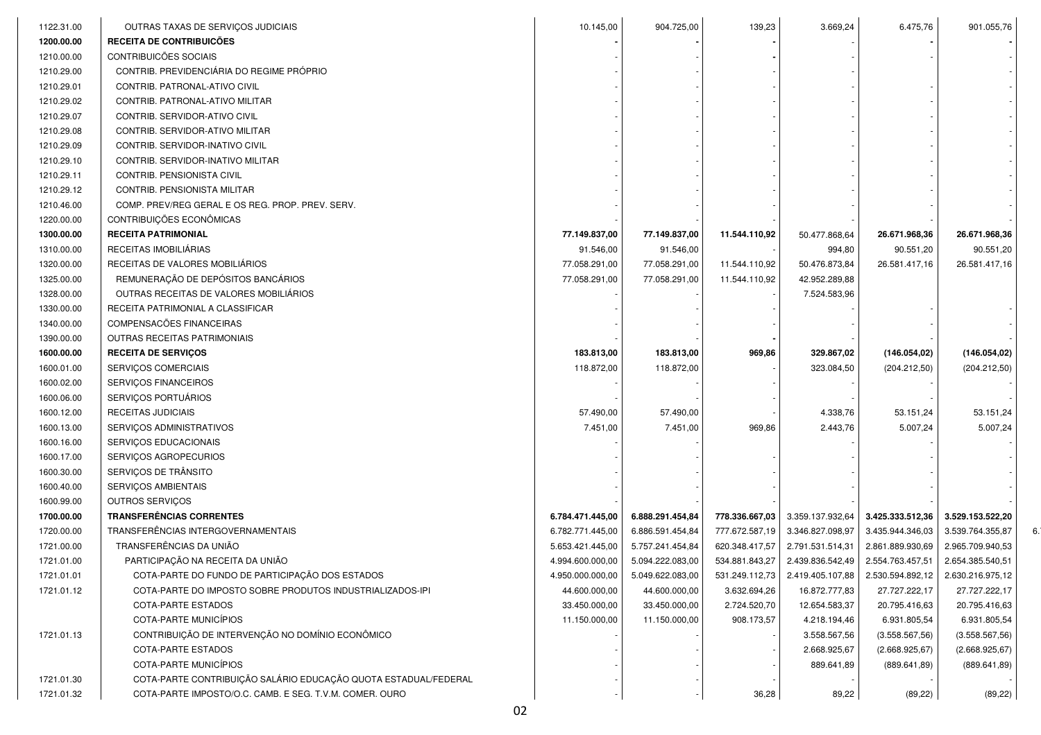| | | | | | | | |
|---|---|---|---|---|---|---|---|
| 1122.31.00 | OUTRAS TAXAS DE SERVIÇOS JUDICIAIS | 10.145,00 | 904.725,00 | 139,23 | 3.669,24 | 6.475,76 | 901.055,76 |
| **1200.00.00** | **RECEITA DE CONTRIBUICÕES** | **-** | **-** | **-** | - | **-** | **-** |
| 1210.00.00 | CONTRIBUICÕES SOCIAIS | - | - | **-** | - | | - |
| 1210.29.00 | CONTRIB. PREVIDENCIÁRIA DO REGIME PRÓPRIO | - | - | - | - | | - |
| 1210.29.01 | CONTRIB. PATRONAL-ATIVO CIVIL | - | - | - | - | - | - |
| 1210.29.02 | CONTRIB. PATRONAL-ATIVO MILITAR | - | - | - | - | - | - |
| 1210.29.07 | CONTRIB. SERVIDOR-ATIVO CIVIL | - | - | - | - | - | - |
| 1210.29.08 | CONTRIB. SERVIDOR-ATIVO MILITAR | - | - | - | - | - | - |
| 1210.29.09 | CONTRIB. SERVIDOR-INATIVO CIVIL | - | - | - | - | - | - |
| 1210.29.10 | CONTRIB. SERVIDOR-INATIVO MILITAR | - | - | - | - | - | - |
| 1210.29.11 | CONTRIB. PENSIONISTA CIVIL | - | - | - | - | - | - |
| 1210.29.12 | CONTRIB. PENSIONISTA MILITAR | - | - | - | - | - | - |
| 1210.46.00 | COMP. PREV/REG GERAL E OS REG. PROP. PREV. SERV. | - | - | - | - | - | - |
| 1220.00.00 | CONTRIBUIÇÕES ECONÔMICAS | - | - | - | - | - | - |
| **1300.00.00** | **RECEITA PATRIMONIAL** | **77.149.837,00** | **77.149.837,00** | **11.544.110,92** | 50.477.868,64 | **26.671.968,36** | **26.671.968,36** |
| 1310.00.00 | RECEITAS IMOBILIÁRIAS | 91.546,00 | 91.546,00 | - | 994,80 | 90.551,20 | 90.551,20 |
| 1320.00.00 | RECEITAS DE VALORES MOBILIÁRIOS | 77.058.291,00 | 77.058.291,00 | 11.544.110,92 | 50.476.873,84 | 26.581.417,16 | 26.581.417,16 |
| 1325.00.00 | REMUNERAÇÃO DE DEPÓSITOS BANCÁRIOS | 77.058.291,00 | 77.058.291,00 | 11.544.110,92 | 42.952.289,88 | | |
| 1328.00.00 | OUTRAS RECEITAS DE VALORES MOBILIÁRIOS | - | - | - | 7.524.583,96 | | |
| 1330.00.00 | RECEITA PATRIMONIAL A CLASSIFICAR | - | - | - | - | - | - |
| 1340.00.00 | COMPENSACÕES FINANCEIRAS | - | - | - | - | - | - |
| 1390.00.00 | OUTRAS RECEITAS PATRIMONIAIS | - | - | **-** | - | - | - |
| **1600.00.00** | **RECEITA DE SERVIÇOS** | **183.813,00** | **183.813,00** | **969,86** | **329.867,02** | **(146.054,02)** | **(146.054,02)** |
| 1600.01.00 | SERVIÇOS COMERCIAIS | 118.872,00 | 118.872,00 | - | 323.084,50 | (204.212,50) | (204.212,50) |
| 1600.02.00 | SERVIÇOS FINANCEIROS | - | - | - | - | - | - |
| 1600.06.00 | SERVIÇOS PORTUÁRIOS | - | - | - | - | - | - |
| 1600.12.00 | RECEITAS JUDICIAIS | 57.490,00 | 57.490,00 | - | 4.338,76 | 53.151,24 | 53.151,24 |
| 1600.13.00 | SERVIÇOS ADMINISTRATIVOS | 7.451,00 | 7.451,00 | 969,86 | 2.443,76 | 5.007,24 | 5.007,24 |
| 1600.16.00 | SERVIÇOS EDUCACIONAIS | - | - | - | - | - | - |
| 1600.17.00 | SERVIÇOS AGROPECURIOS | - | - | - | - | - | - |
| 1600.30.00 | SERVIÇOS DE TRÂNSITO | - | - | - | - | - | - |
| 1600.40.00 | SERVIÇOS AMBIENTAIS | - | - | - | - | - | - |
| 1600.99.00 | OUTROS SERVIÇOS | - | - | - | - | - | - |
| **1700.00.00** | **TRANSFERÊNCIAS CORRENTES** | **6.784.471.445,00** | **6.888.291.454,84** | **778.336.667,03** | 3.359.137.932,64 | **3.425.333.512,36** | **3.529.153.522,20** |
| 1720.00.00 | TRANSFERÊNCIAS INTERGOVERNAMENTAIS | 6.782.771.445,00 | 6.886.591.454,84 | 777.672.587,19 | 3.346.827.098,97 | 3.435.944.346,03 | 3.539.764.355,87 |
| 1721.00.00 | TRANSFERÊNCIAS DA UNIÃO | 5.653.421.445,00 | 5.757.241.454,84 | 620.348.417,57 | 2.791.531.514,31 | 2.861.889.930,69 | 2.965.709.940,53 |
| 1721.01.00 | PARTICIPAÇÃO NA RECEITA DA UNIÃO | 4.994.600.000,00 | 5.094.222.083,00 | 534.881.843,27 | 2.439.836.542,49 | 2.554.763.457,51 | 2.654.385.540,51 |
| 1721.01.01 | COTA-PARTE DO FUNDO DE PARTICIPAÇÃO DOS ESTADOS | 4.950.000.000,00 | 5.049.622.083,00 | 531.249.112,73 | 2.419.405.107,88 | 2.530.594.892,12 | 2.630.216.975,12 |
| 1721.01.12 | COTA-PARTE DO IMPOSTO SOBRE PRODUTOS INDUSTRIALIZADOS-IPI | 44.600.000,00 | 44.600.000,00 | 3.632.694,26 | 16.872.777,83 | 27.727.222,17 | 27.727.222,17 |
| | COTA-PARTE ESTADOS | 33.450.000,00 | 33.450.000,00 | 2.724.520,70 | 12.654.583,37 | 20.795.416,63 | 20.795.416,63 |
| | COTA-PARTE MUNICÍPIOS | 11.150.000,00 | 11.150.000,00 | 908.173,57 | 4.218.194,46 | 6.931.805,54 | 6.931.805,54 |
| 1721.01.13 | CONTRIBUIÇÃO DE INTERVENÇÃO NO DOMÍNIO ECONÔMICO | - | - | - | 3.558.567,56 | (3.558.567,56) | (3.558.567,56) |
| | COTA-PARTE ESTADOS | - | - | - | 2.668.925,67 | (2.668.925,67) | (2.668.925,67) |
| | COTA-PARTE MUNICÍPIOS | - | - | - | 889.641,89 | (889.641,89) | (889.641,89) |
| 1721.01.30 | COTA-PARTE CONTRIBUIÇÃO SALÁRIO EDUCAÇÃO QUOTA ESTADUAL/FEDERAL | - | - | - | - | - | - |
| 1721.01.32 | COTA-PARTE IMPOSTO/O.C. CAMB. E SEG. T.V.M. COMER. OURO | - | - | 36,28 | 89,22 | (89,22) | (89,22) |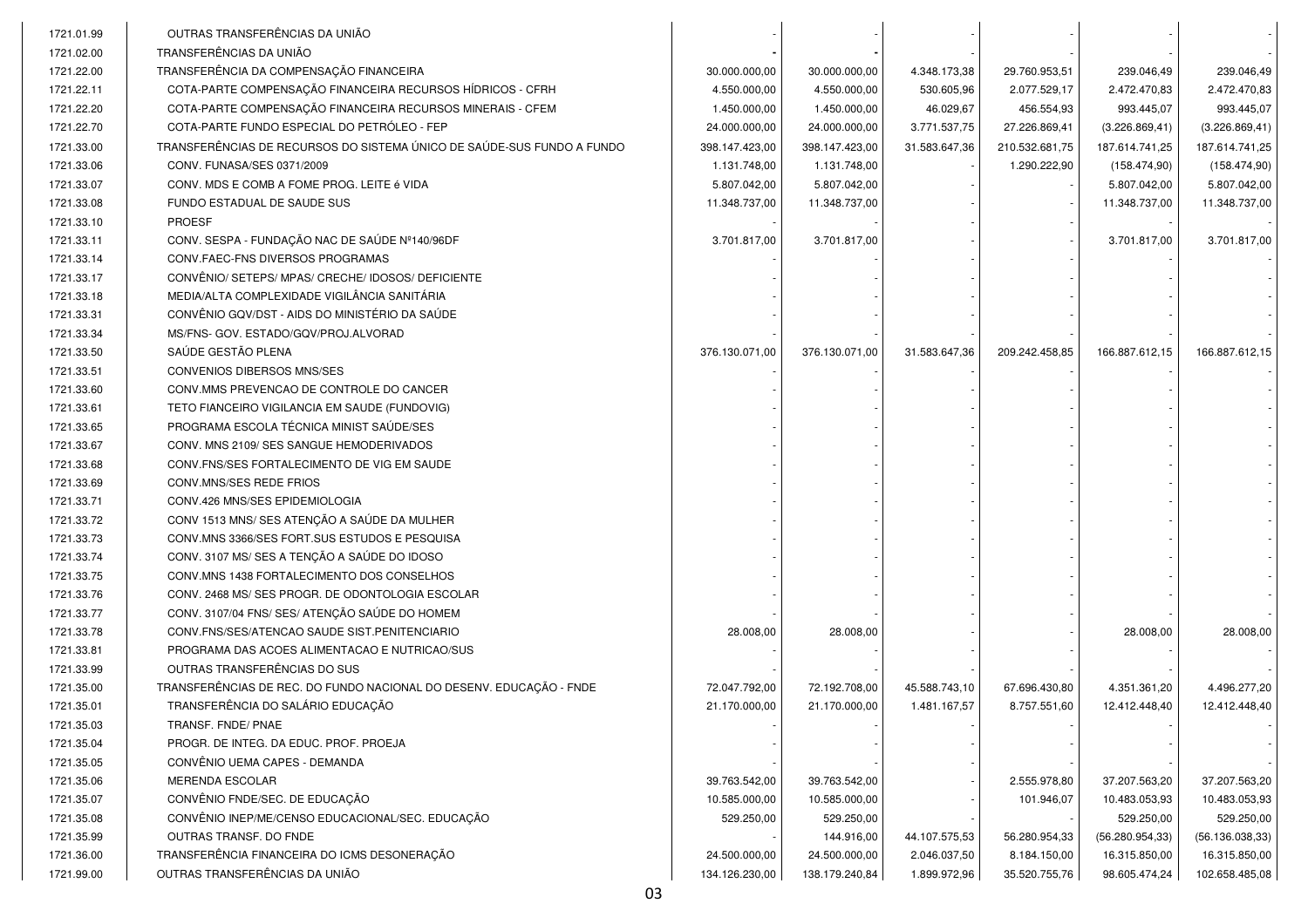| | | | | | | | |
|---|---|---|---|---|---|---|---|
| 1721.01.99 | OUTRAS TRANSFERÊNCIAS DA UNIÃO | - | - | - | - | - | - |
| 1721.02.00 | TRANSFERÊNCIAS DA UNIÃO | - | - | - | - | - | - |
| 1721.22.00 | TRANSFERÊNCIA DA COMPENSAÇÃO FINANCEIRA | 30.000.000,00 | 30.000.000,00 | 4.348.173,38 | 29.760.953,51 | 239.046,49 | 239.046,49 |
| 1721.22.11 | COTA-PARTE COMPENSAÇÃO FINANCEIRA RECURSOS HÍDRICOS - CFRH | 4.550.000,00 | 4.550.000,00 | 530.605,96 | 2.077.529,17 | 2.472.470,83 | 2.472.470,83 |
| 1721.22.20 | COTA-PARTE COMPENSAÇÃO FINANCEIRA RECURSOS MINERAIS - CFEM | 1.450.000,00 | 1.450.000,00 | 46.029,67 | 456.554,93 | 993.445,07 | 993.445,07 |
| 1721.22.70 | COTA-PARTE FUNDO ESPECIAL DO PETRÓLEO - FEP | 24.000.000,00 | 24.000.000,00 | 3.771.537,75 | 27.226.869,41 | (3.226.869,41) | (3.226.869,41) |
| 1721.33.00 | TRANSFERÊNCIAS DE RECURSOS DO SISTEMA ÚNICO DE SAÚDE-SUS FUNDO A FUNDO | 398.147.423,00 | 398.147.423,00 | 31.583.647,36 | 210.532.681,75 | 187.614.741,25 | 187.614.741,25 |
| 1721.33.06 | CONV. FUNASA/SES 0371/2009 | 1.131.748,00 | 1.131.748,00 | - | 1.290.222,90 | (158.474,90) | (158.474,90) |
| 1721.33.07 | CONV. MDS E COMB A FOME PROG. LEITE é VIDA | 5.807.042,00 | 5.807.042,00 | - | - | 5.807.042,00 | 5.807.042,00 |
| 1721.33.08 | FUNDO ESTADUAL DE SAUDE SUS | 11.348.737,00 | 11.348.737,00 | - | - | 11.348.737,00 | 11.348.737,00 |
| 1721.33.10 | PROESF | - | - | - | - | - | - |
| 1721.33.11 | CONV. SESPA - FUNDAÇÃO NAC DE SAÚDE Nº140/96DF | 3.701.817,00 | 3.701.817,00 | - | - | 3.701.817,00 | 3.701.817,00 |
| 1721.33.14 | CONV.FAEC-FNS DIVERSOS PROGRAMAS | - | - | - | - | - | - |
| 1721.33.17 | CONVÊNIO/ SETEPS/ MPAS/ CRECHE/ IDOSOS/ DEFICIENTE | - | - | - | - | - | - |
| 1721.33.18 | MEDIA/ALTA COMPLEXIDADE VIGILÂNCIA SANITÁRIA | - | - | - | - | - | - |
| 1721.33.31 | CONVÊNIO GQV/DST - AIDS DO MINISTÉRIO DA SAÚDE | - | - | - | - | - | - |
| 1721.33.34 | MS/FNS- GOV. ESTADO/GQV/PROJ.ALVORAD | - | - | - | - | - | - |
| 1721.33.50 | SAÚDE GESTÃO PLENA | 376.130.071,00 | 376.130.071,00 | 31.583.647,36 | 209.242.458,85 | 166.887.612,15 | 166.887.612,15 |
| 1721.33.51 | CONVENIOS DIBERSOS MNS/SES | - | - | - | - | - | - |
| 1721.33.60 | CONV.MMS PREVENCAO DE CONTROLE DO CANCER | - | - | - | - | - | - |
| 1721.33.61 | TETO FIANCEIRO VIGILANCIA EM SAUDE (FUNDOVIG) | - | - | - | - | - | - |
| 1721.33.65 | PROGRAMA ESCOLA TÉCNICA MINIST SAÚDE/SES | - | - | - | - | - | - |
| 1721.33.67 | CONV. MNS 2109/ SES SANGUE HEMODERIVADOS | - | - | - | - | - | - |
| 1721.33.68 | CONV.FNS/SES FORTALECIMENTO DE VIG EM SAUDE | - | - | - | - | - | - |
| 1721.33.69 | CONV.MNS/SES REDE FRIOS | - | - | - | - | - | - |
| 1721.33.71 | CONV.426 MNS/SES EPIDEMIOLOGIA | - | - | - | - | - | - |
| 1721.33.72 | CONV 1513 MNS/ SES ATENÇÃO A SAÚDE DA MULHER | - | - | - | - | - | - |
| 1721.33.73 | CONV.MNS 3366/SES FORT.SUS ESTUDOS E PESQUISA | - | - | - | - | - | - |
| 1721.33.74 | CONV. 3107 MS/ SES A TENÇÃO A SAÚDE DO IDOSO | - | - | - | - | - | - |
| 1721.33.75 | CONV.MNS 1438 FORTALECIMENTO DOS CONSELHOS | - | - | - | - | - | - |
| 1721.33.76 | CONV. 2468 MS/ SES PROGR. DE ODONTOLOGIA ESCOLAR | - | - | - | - | - | - |
| 1721.33.77 | CONV. 3107/04 FNS/ SES/ ATENÇÃO SAÚDE DO HOMEM | - | - | - | - | - | - |
| 1721.33.78 | CONV.FNS/SES/ATENCAO SAUDE SIST.PENITENCIARIO | 28.008,00 | 28.008,00 | - | - | 28.008,00 | 28.008,00 |
| 1721.33.81 | PROGRAMA DAS ACOES ALIMENTACAO E NUTRICAO/SUS | - | - | - | - | - | - |
| 1721.33.99 | OUTRAS TRANSFERÊNCIAS DO SUS | - | - | - | - | - | - |
| 1721.35.00 | TRANSFERÊNCIAS DE REC. DO FUNDO NACIONAL DO DESENV. EDUCAÇÃO - FNDE | 72.047.792,00 | 72.192.708,00 | 45.588.743,10 | 67.696.430,80 | 4.351.361,20 | 4.496.277,20 |
| 1721.35.01 | TRANSFERÊNCIA DO SALÁRIO EDUCAÇÃO | 21.170.000,00 | 21.170.000,00 | 1.481.167,57 | 8.757.551,60 | 12.412.448,40 | 12.412.448,40 |
| 1721.35.03 | TRANSF. FNDE/ PNAE | - | - | - | - | - | - |
| 1721.35.04 | PROGR. DE INTEG. DA EDUC. PROF. PROEJA | - | - | - | - | - | - |
| 1721.35.05 | CONVÊNIO UEMA CAPES - DEMANDA | - | - | - | - | - | - |
| 1721.35.06 | MERENDA ESCOLAR | 39.763.542,00 | 39.763.542,00 | - | 2.555.978,80 | 37.207.563,20 | 37.207.563,20 |
| 1721.35.07 | CONVÊNIO FNDE/SEC. DE EDUCAÇÃO | 10.585.000,00 | 10.585.000,00 | - | 101.946,07 | 10.483.053,93 | 10.483.053,93 |
| 1721.35.08 | CONVÊNIO INEP/ME/CENSO EDUCACIONAL/SEC. EDUCAÇÃO | 529.250,00 | 529.250,00 | - | - | 529.250,00 | 529.250,00 |
| 1721.35.99 | OUTRAS TRANSF. DO FNDE | - | 144.916,00 | 44.107.575,53 | 56.280.954,33 | (56.280.954,33) | (56.136.038,33) |
| 1721.36.00 | TRANSFERÊNCIA FINANCEIRA DO ICMS DESONERAÇÃO | 24.500.000,00 | 24.500.000,00 | 2.046.037,50 | 8.184.150,00 | 16.315.850,00 | 16.315.850,00 |
| 1721.99.00 | OUTRAS TRANSFERÊNCIAS DA UNIÃO | 134.126.230,00 | 138.179.240,84 | 1.899.972,96 | 35.520.755,76 | 98.605.474,24 | 102.658.485,08 |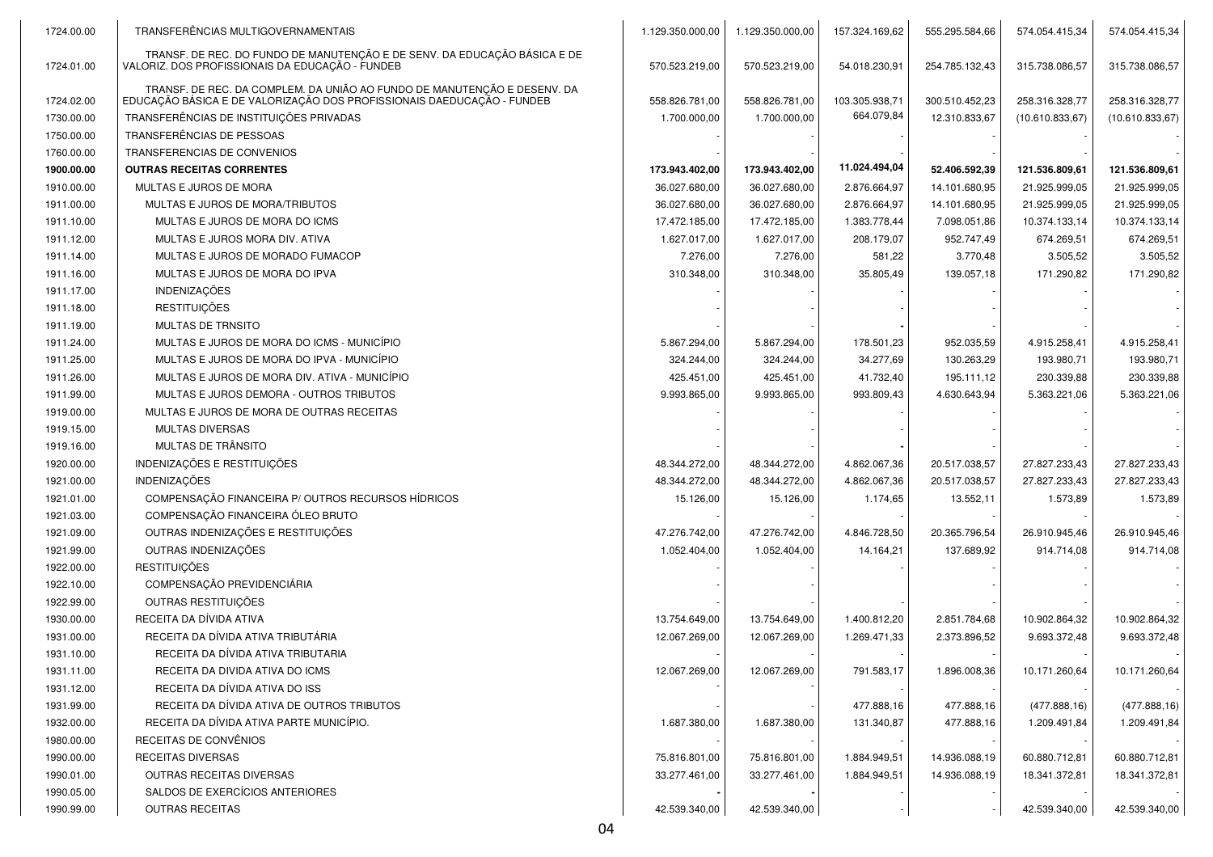| | | | | | | | |
|---|---|---|---|---|---|---|---|
| 1724.00.00 | TRANSFERÊNCIAS MULTIGOVERNAMENTAIS | 1.129.350.000,00 | 1.129.350.000,00 | 157.324.169,62 | 555.295.584,66 | 574.054.415,34 | 574.054.415,34 |
| 1724.01.00 | TRANSF. DE REC. DO FUNDO DE MANUTENÇÃO E DE SENV. DA EDUCAÇÃO BÁSICA E DE VALORIZ. DOS PROFISSIONAIS DA EDUCAÇÃO - FUNDEB | 570.523.219,00 | 570.523.219,00 | 54.018.230,91 | 254.785.132,43 | 315.738.086,57 | 315.738.086,57 |
| 1724.02.00 | TRANSF. DE REC. DA COMPLEM. DA UNIÃO AO FUNDO DE MANUTENÇÃO E DESENV. DA EDUCAÇÃO BÁSICA E DE VALORIZAÇÃO DOS PROFISSIONAIS DAEDUCAÇÃO - FUNDEB | 558.826.781,00 | 558.826.781,00 | 103.305.938,71 | 300.510.452,23 | 258.316.328,77 | 258.316.328,77 |
| 1730.00.00 | TRANSFERÊNCIAS DE INSTITUIÇÕES PRIVADAS | 1.700.000,00 | 1.700.000,00 | 664.079,84 | 12.310.833,67 | (10.610.833,67) | (10.610.833,67) |
| 1750.00.00 | TRANSFERÊNCIAS DE PESSOAS | - | - | - | - | - | - |
| 1760.00.00 | TRANSFERENCIAS DE CONVENIOS | - | - | - | - | - | - |
| **1900.00.00** | **OUTRAS RECEITAS CORRENTES** | **173.943.402,00** | **173.943.402,00** | **11.024.494,04** | **52.406.592,39** | **121.536.809,61** | **121.536.809,61** |
| 1910.00.00 | MULTAS E JUROS DE MORA | 36.027.680,00 | 36.027.680,00 | 2.876.664,97 | 14.101.680,95 | 21.925.999,05 | 21.925.999,05 |
| 1911.00.00 | MULTAS E JUROS DE MORA/TRIBUTOS | 36.027.680,00 | 36.027.680,00 | 2.876.664,97 | 14.101.680,95 | 21.925.999,05 | 21.925.999,05 |
| 1911.10.00 | MULTAS E JUROS DE MORA DO ICMS | 17.472.185,00 | 17.472.185,00 | 1.383.778,44 | 7.098.051,86 | 10.374.133,14 | 10.374.133,14 |
| 1911.12.00 | MULTAS E JUROS MORA DIV. ATIVA | 1.627.017,00 | 1.627.017,00 | 208.179,07 | 952.747,49 | 674.269,51 | 674.269,51 |
| 1911.14.00 | MULTAS E JUROS DE MORADO FUMACOP | 7.276,00 | 7.276,00 | 581,22 | 3.770,48 | 3.505,52 | 3.505,52 |
| 1911.16.00 | MULTAS E JUROS DE MORA DO IPVA | 310.348,00 | 310.348,00 | 35.805,49 | 139.057,18 | 171.290,82 | 171.290,82 |
| 1911.17.00 | INDENIZAÇÕES | - | - | - | - | - | - |
| 1911.18.00 | RESTITUIÇÕES | - | - | - | - | - | - |
| 1911.19.00 | MULTAS DE TRNSITO | - | - | - | - | - | - |
| 1911.24.00 | MULTAS E JUROS DE MORA DO ICMS - MUNICÍPIO | 5.867.294,00 | 5.867.294,00 | 178.501,23 | 952.035,59 | 4.915.258,41 | 4.915.258,41 |
| 1911.25.00 | MULTAS E JUROS DE MORA DO IPVA - MUNICÍPIO | 324.244,00 | 324.244,00 | 34.277,69 | 130.263,29 | 193.980,71 | 193.980,71 |
| 1911.26.00 | MULTAS E JUROS DE MORA DIV. ATIVA - MUNICÍPIO | 425.451,00 | 425.451,00 | 41.732,40 | 195.111,12 | 230.339,88 | 230.339,88 |
| 1911.99.00 | MULTAS E JUROS DEMORA - OUTROS TRIBUTOS | 9.993.865,00 | 9.993.865,00 | 993.809,43 | 4.630.643,94 | 5.363.221,06 | 5.363.221,06 |
| 1919.00.00 | MULTAS E JUROS DE MORA DE OUTRAS RECEITAS | - | - | - | - | - | - |
| 1919.15.00 | MULTAS DIVERSAS | - | - | - | - | - | - |
| 1919.16.00 | MULTAS DE TRÂNSITO | - | - | - | - | - | - |
| 1920.00.00 | INDENIZAÇÕES E RESTITUIÇÕES | 48.344.272,00 | 48.344.272,00 | 4.862.067,36 | 20.517.038,57 | 27.827.233,43 | 27.827.233,43 |
| 1921.00.00 | INDENIZAÇÕES | 48.344.272,00 | 48.344.272,00 | 4.862.067,36 | 20.517.038,57 | 27.827.233,43 | 27.827.233,43 |
| 1921.01.00 | COMPENSAÇÃO FINANCEIRA P/ OUTROS RECURSOS HÍDRICOS | 15.126,00 | 15.126,00 | 1.174,65 | 13.552,11 | 1.573,89 | 1.573,89 |
| 1921.03.00 | COMPENSAÇÃO FINANCEIRA ÓLEO BRUTO | - | - | - | - | - | - |
| 1921.09.00 | OUTRAS INDENIZAÇÕES E RESTITUIÇÕES | 47.276.742,00 | 47.276.742,00 | 4.846.728,50 | 20.365.796,54 | 26.910.945,46 | 26.910.945,46 |
| 1921.99.00 | OUTRAS INDENIZAÇÕES | 1.052.404,00 | 1.052.404,00 | 14.164,21 | 137.689,92 | 914.714,08 | 914.714,08 |
| 1922.00.00 | RESTITUIÇÕES | - | - | - | - | - | - |
| 1922.10.00 | COMPENSAÇÃO PREVIDENCIÁRIA | - | - | - | - | - | - |
| 1922.99.00 | OUTRAS RESTITUIÇÕES | - | - | - | - | - | - |
| 1930.00.00 | RECEITA DA DÍVIDA ATIVA | 13.754.649,00 | 13.754.649,00 | 1.400.812,20 | 2.851.784,68 | 10.902.864,32 | 10.902.864,32 |
| 1931.00.00 | RECEITA DA DÍVIDA ATIVA TRIBUTÁRIA | 12.067.269,00 | 12.067.269,00 | 1.269.471,33 | 2.373.896,52 | 9.693.372,48 | 9.693.372,48 |
| 1931.10.00 | RECEITA DA DÍVIDA ATIVA TRIBUTARIA | - | - | - | - | - | - |
| 1931.11.00 | RECEITA DA DIVIDA ATIVA DO ICMS | 12.067.269,00 | 12.067.269,00 | 791.583,17 | 1.896.008,36 | 10.171.260,64 | 10.171.260,64 |
| 1931.12.00 | RECEITA DA DÍVIDA ATIVA DO ISS | - | - | - | - | - | - |
| 1931.99.00 | RECEITA DA DÍVIDA ATIVA DE OUTROS TRIBUTOS | - | - | 477.888,16 | 477.888,16 | (477.888,16) | (477.888,16) |
| 1932.00.00 | RECEITA DA DÍVIDA ATIVA PARTE MUNICÍPIO. | 1.687.380,00 | 1.687.380,00 | 131.340,87 | 477.888,16 | 1.209.491,84 | 1.209.491,84 |
| 1980.00.00 | RECEITAS DE CONVÊNIOS | - | - | - | - | - | - |
| 1990.00.00 | RECEITAS DIVERSAS | 75.816.801,00 | 75.816.801,00 | 1.884.949,51 | 14.936.088,19 | 60.880.712,81 | 60.880.712,81 |
| 1990.01.00 | OUTRAS RECEITAS DIVERSAS | 33.277.461,00 | 33.277.461,00 | 1.884.949,51 | 14.936.088,19 | 18.341.372,81 | 18.341.372,81 |
| 1990.05.00 | SALDOS DE EXERCÍCIOS ANTERIORES | - | - | - | - | - | - |
| 1990.99.00 | OUTRAS RECEITAS | 42.539.340,00 | 42.539.340,00 | - | - | 42.539.340,00 | 42.539.340,00 |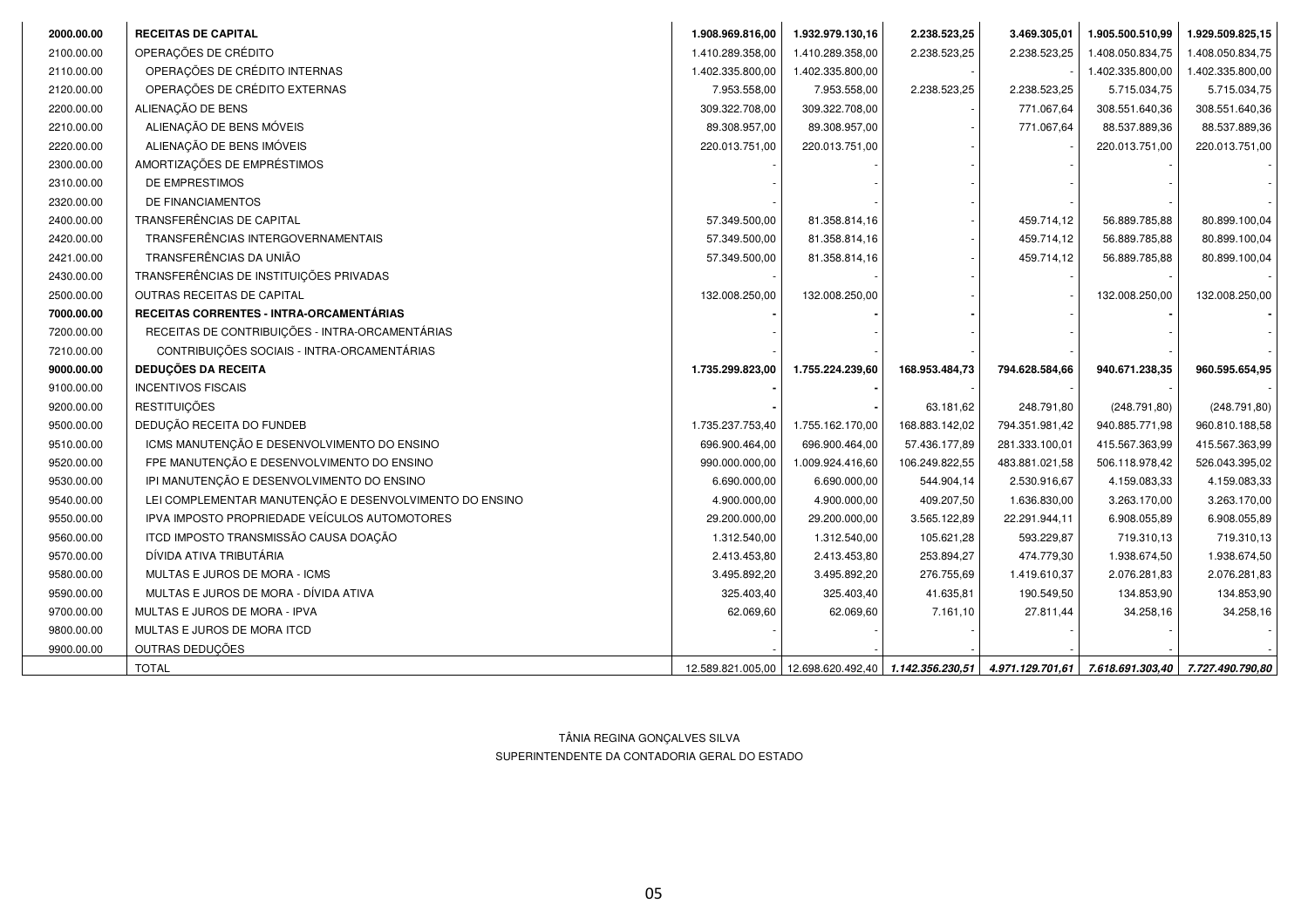| | | | | | | | |
|---|---|---|---|---|---|---|---|
| **2000.00.00** | **RECEITAS DE CAPITAL** | **1.908.969.816,00** | **1.932.979.130,16** | **2.238.523,25** | **3.469.305,01** | **1.905.500.510,99** | **1.929.509.825,15** |
| 2100.00.00 | OPERAÇÕES DE CRÉDITO | 1.410.289.358,00 | 1.410.289.358,00 | 2.238.523,25 | 2.238.523,25 | 1.408.050.834,75 | 1.408.050.834,75 |
| 2110.00.00 | OPERAÇÕES DE CRÉDITO INTERNAS | 1.402.335.800,00 | 1.402.335.800,00 | | - | 1.402.335.800,00 | 1.402.335.800,00 |
| 2120.00.00 | OPERAÇÕES DE CRÉDITO EXTERNAS | 7.953.558,00 | 7.953.558,00 | 2.238.523,25 | 2.238.523,25 | 5.715.034,75 | 5.715.034,75 |
| 2200.00.00 | ALIENAÇÃO DE BENS | 309.322.708,00 | 309.322.708,00 | - | 771.067,64 | 308.551.640,36 | 308.551.640,36 |
| 2210.00.00 | ALIENAÇÃO DE BENS MÓVEIS | 89.308.957,00 | 89.308.957,00 | - | 771.067,64 | 88.537.889,36 | 88.537.889,36 |
| 2220.00.00 | ALIENAÇÃO DE BENS IMÓVEIS | 220.013.751,00 | 220.013.751,00 | - | - | 220.013.751,00 | 220.013.751,00 |
| 2300.00.00 | AMORTIZAÇÕES DE EMPRÉSTIMOS | - | - | - | | - | - |
| 2310.00.00 | DE EMPRESTIMOS | - | - | - | - | - | - |
| 2320.00.00 | DE FINANCIAMENTOS | - | - | - | - | - | - |
| 2400.00.00 | TRANSFERÊNCIAS DE CAPITAL | 57.349.500,00 | 81.358.814,16 | - | 459.714,12 | 56.889.785,88 | 80.899.100,04 |
| 2420.00.00 | TRANSFERÊNCIAS INTERGOVERNAMENTAIS | 57.349.500,00 | 81.358.814,16 | - | 459.714,12 | 56.889.785,88 | 80.899.100,04 |
| 2421.00.00 | TRANSFERÊNCIAS DA UNIÃO | 57.349.500,00 | 81.358.814,16 | - | 459.714,12 | 56.889.785,88 | 80.899.100,04 |
| 2430.00.00 | TRANSFERÊNCIAS DE INSTITUIÇÕES PRIVADAS | - | - | - | - | - | - |
| 2500.00.00 | OUTRAS RECEITAS DE CAPITAL | 132.008.250,00 | 132.008.250,00 | - | - | 132.008.250,00 | 132.008.250,00 |
| **7000.00.00** | **RECEITAS CORRENTES - INTRA-ORCAMENTÁRIAS** | **-** | **-** | **-** | - | **-** | **-** |
| 7200.00.00 | RECEITAS DE CONTRIBUIÇÕES - INTRA-ORCAMENTÁRIAS | - | - | - | - | - | - |
| 7210.00.00 | CONTRIBUIÇÕES SOCIAIS - INTRA-ORCAMENTÁRIAS | - | - | - | - | - | - |
| **9000.00.00** | **DEDUÇÕES DA RECEITA** | **1.735.299.823,00** | **1.755.224.239,60** | **168.953.484,73** | **794.628.584,66** | **940.671.238,35** | **960.595.654,95** |
| 9100.00.00 | INCENTIVOS FISCAIS | **-** | **-** | - | - | - | - |
| 9200.00.00 | RESTITUIÇÕES | **-** | **-** | 63.181,62 | 248.791,80 | (248.791,80) | (248.791,80) |
| 9500.00.00 | DEDUÇÃO RECEITA DO FUNDEB | 1.735.237.753,40 | 1.755.162.170,00 | 168.883.142,02 | 794.351.981,42 | 940.885.771,98 | 960.810.188,58 |
| 9510.00.00 | ICMS MANUTENÇÃO E DESENVOLVIMENTO DO ENSINO | 696.900.464,00 | 696.900.464,00 | 57.436.177,89 | 281.333.100,01 | 415.567.363,99 | 415.567.363,99 |
| 9520.00.00 | FPE MANUTENÇÃO E DESENVOLVIMENTO DO ENSINO | 990.000.000,00 | 1.009.924.416,60 | 106.249.822,55 | 483.881.021,58 | 506.118.978,42 | 526.043.395,02 |
| 9530.00.00 | IPI MANUTENÇÃO E DESENVOLVIMENTO DO ENSINO | 6.690.000,00 | 6.690.000,00 | 544.904,14 | 2.530.916,67 | 4.159.083,33 | 4.159.083,33 |
| 9540.00.00 | LEI COMPLEMENTAR MANUTENÇÃO E DESENVOLVIMENTO DO ENSINO | 4.900.000,00 | 4.900.000,00 | 409.207,50 | 1.636.830,00 | 3.263.170,00 | 3.263.170,00 |
| 9550.00.00 | IPVA IMPOSTO PROPRIEDADE VEÍCULOS AUTOMOTORES | 29.200.000,00 | 29.200.000,00 | 3.565.122,89 | 22.291.944,11 | 6.908.055,89 | 6.908.055,89 |
| 9560.00.00 | ITCD IMPOSTO TRANSMISSÃO CAUSA DOAÇÃO | 1.312.540,00 | 1.312.540,00 | 105.621,28 | 593.229,87 | 719.310,13 | 719.310,13 |
| 9570.00.00 | DÍVIDA ATIVA TRIBUTÁRIA | 2.413.453,80 | 2.413.453,80 | 253.894,27 | 474.779,30 | 1.938.674,50 | 1.938.674,50 |
| 9580.00.00 | MULTAS E JUROS DE MORA - ICMS | 3.495.892,20 | 3.495.892,20 | 276.755,69 | 1.419.610,37 | 2.076.281,83 | 2.076.281,83 |
| 9590.00.00 | MULTAS E JUROS DE MORA - DÍVIDA ATIVA | 325.403,40 | 325.403,40 | 41.635,81 | 190.549,50 | 134.853,90 | 134.853,90 |
| 9700.00.00 | MULTAS E JUROS DE MORA - IPVA | 62.069,60 | 62.069,60 | 7.161,10 | 27.811,44 | 34.258,16 | 34.258,16 |
| 9800.00.00 | MULTAS E JUROS DE MORA ITCD | - | - | - | - | - | - |
| 9900.00.00 | OUTRAS DEDUÇÕES | - | - | - | - | - | - |
| | TOTAL | 12.589.821.005,00 | 12.698.620.492,40 | *1.142.356.230,51* | *4.971.129.701,61* | *7.618.691.303,40* | *7.727.490.790,80* |

TÂNIA REGINA GONÇALVES SILVA
SUPERINTENDENTE DA CONTADORIA GERAL DO ESTADO